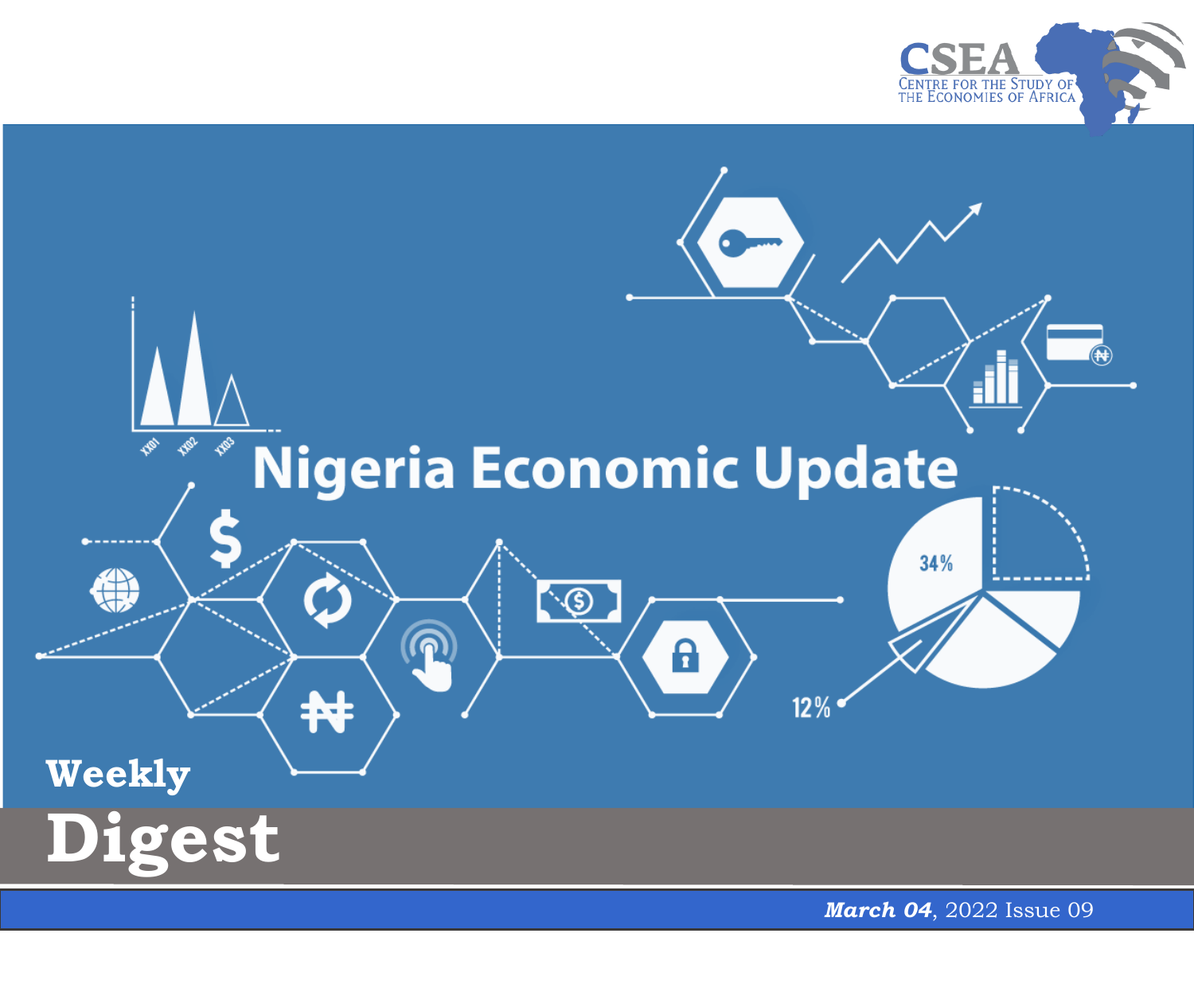CSEA

CENTRE FOR THE STUDY OF THE ECONOMIES OF AFRICA

# Nigeria Economic Update

## Weekly Digest

***March 04***, 2022 Issue 09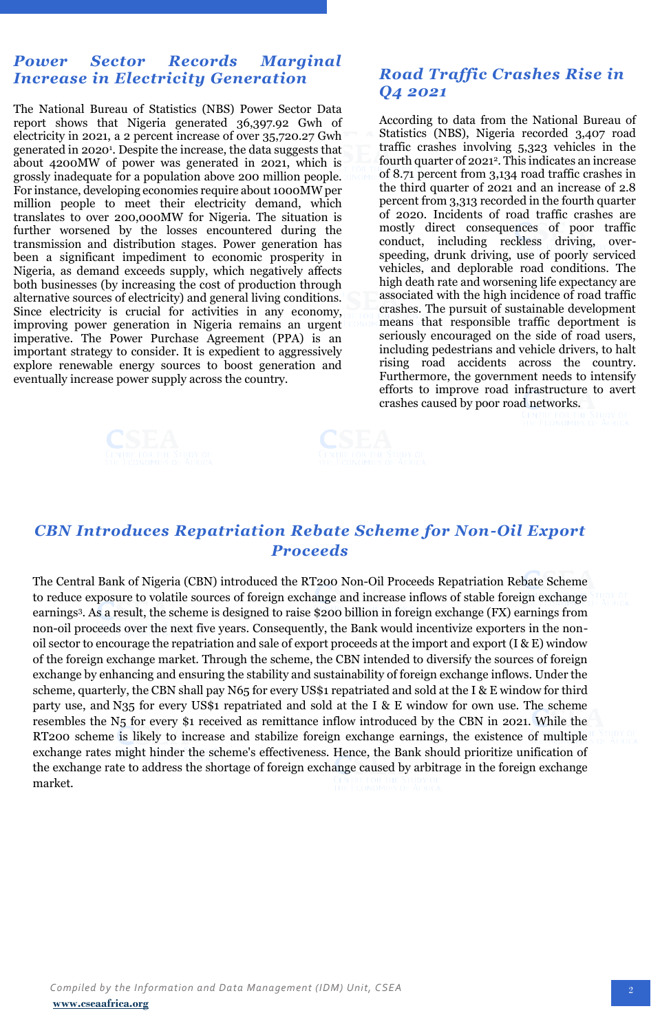## Power Sector Records Marginal Increase in Electricity Generation

The National Bureau of Statistics (NBS) Power Sector Data report shows that Nigeria generated 36,397.92 Gwh of electricity in 2021, a 2 percent increase of over 35,720.27 Gwh generated in 2020[1]. Despite the increase, the data suggests that about 4200MW of power was generated in 2021, which is grossly inadequate for a population above 200 million people. For instance, developing economies require about 1000MW per million people to meet their electricity demand, which translates to over 200,000MW for Nigeria. The situation is further worsened by the losses encountered during the transmission and distribution stages. Power generation has been a significant impediment to economic prosperity in Nigeria, as demand exceeds supply, which negatively affects both businesses (by increasing the cost of production through alternative sources of electricity) and general living conditions. Since electricity is crucial for activities in any economy, improving power generation in Nigeria remains an urgent imperative. The Power Purchase Agreement (PPA) is an important strategy to consider. It is expedient to aggressively explore renewable energy sources to boost generation and eventually increase power supply across the country.

## Road Traffic Crashes Rise in Q4 2021

According to data from the National Bureau of Statistics (NBS), Nigeria recorded 3,407 road traffic crashes involving 5,323 vehicles in the fourth quarter of 2021[2]. This indicates an increase of 8.71 percent from 3,134 road traffic crashes in the third quarter of 2021 and an increase of 2.8 percent from 3,313 recorded in the fourth quarter of 2020. Incidents of road traffic crashes are mostly direct consequences of poor traffic conduct, including reckless driving, over-speeding, drunk driving, use of poorly serviced vehicles, and deplorable road conditions. The high death rate and worsening life expectancy are associated with the high incidence of road traffic crashes. The pursuit of sustainable development means that responsible traffic deportment is seriously encouraged on the side of road users, including pedestrians and vehicle drivers, to halt rising road accidents across the country. Furthermore, the government needs to intensify efforts to improve road infrastructure to avert crashes caused by poor road networks.

## CBN Introduces Repatriation Rebate Scheme for Non-Oil Export Proceeds

The Central Bank of Nigeria (CBN) introduced the RT200 Non-Oil Proceeds Repatriation Rebate Scheme to reduce exposure to volatile sources of foreign exchange and increase inflows of stable foreign exchange earnings[3]. As a result, the scheme is designed to raise $200 billion in foreign exchange (FX) earnings from non-oil proceeds over the next five years. Consequently, the Bank would incentivize exporters in the non-oil sector to encourage the repatriation and sale of export proceeds at the import and export (I & E) window of the foreign exchange market. Through the scheme, the CBN intended to diversify the sources of foreign exchange by enhancing and ensuring the stability and sustainability of foreign exchange inflows. Under the scheme, quarterly, the CBN shall pay N65 for every US$1 repatriated and sold at the I & E window for third party use, and N35 for every US$1 repatriated and sold at the I & E window for own use. The scheme resembles the N5 for every $1 received as remittance inflow introduced by the CBN in 2021. While the RT200 scheme is likely to increase and stabilize foreign exchange earnings, the existence of multiple exchange rates might hinder the scheme's effectiveness. Hence, the Bank should prioritize unification of the exchange rate to address the shortage of foreign exchange caused by arbitrage in the foreign exchange market.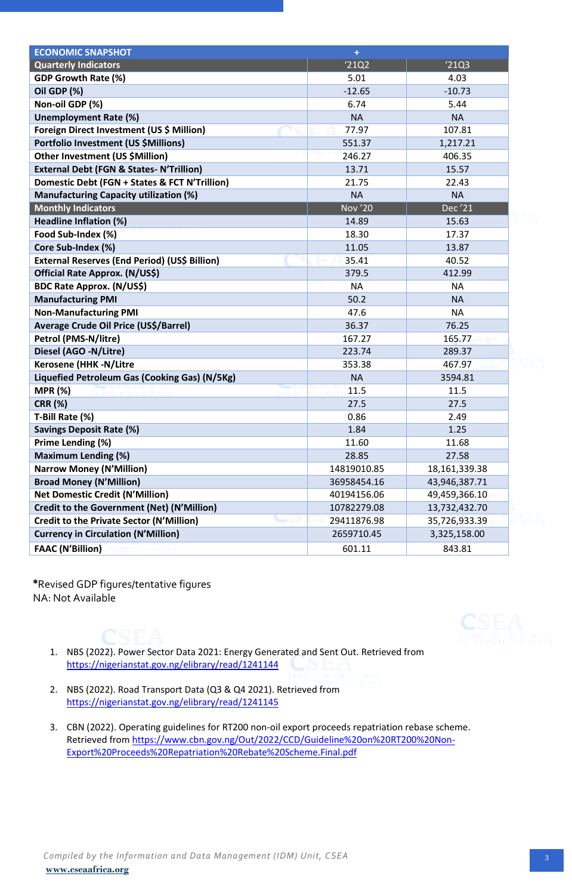| ECONOMIC SNAPSHOT | + | |
|---|---|---|
| **Quarterly Indicators** | ‘21Q2 | ‘21Q3 |
| **GDP Growth Rate (%)** | 5.01 | 4.03 |
| **Oil GDP (%)** | -12.65 | -10.73 |
| **Non-oil GDP (%)** | 6.74 | 5.44 |
| **Unemployment Rate (%)** | NA | NA |
| **Foreign Direct Investment (US $ Million)** | 77.97 | 107.81 |
| **Portfolio Investment (US $Millions)** | 551.37 | 1,217.21 |
| **Other Investment (US $Million)** | 246.27 | 406.35 |
| **External Debt (FGN & States- N’Trillion)** | 13.71 | 15.57 |
| **Domestic Debt (FGN + States & FCT N’Trillion)** | 21.75 | 22.43 |
| **Manufacturing Capacity utilization (%)** | NA | NA |
| **Monthly Indicators** | Nov ’20 | Dec ’21 |
| **Headline Inflation (%)** | 14.89 | 15.63 |
| **Food Sub-Index (%)** | 18.30 | 17.37 |
| **Core Sub-Index (%)** | 11.05 | 13.87 |
| **External Reserves (End Period) (US$ Billion)** | 35.41 | 40.52 |
| **Official Rate Approx. (N/US$)** | 379.5 | 412.99 |
| **BDC Rate Approx. (N/US$)** | NA | NA |
| **Manufacturing PMI** | 50.2 | NA |
| **Non-Manufacturing PMI** | 47.6 | NA |
| **Average Crude Oil Price (US$/Barrel)** | 36.37 | 76.25 |
| **Petrol (PMS-N/litre)** | 167.27 | 165.77 |
| **Diesel (AGO -N/Litre)** | 223.74 | 289.37 |
| **Kerosene (HHK -N/Litre** | 353.38 | 467.97 |
| **Liquefied Petroleum Gas (Cooking Gas) (N/5Kg)** | NA | 3594.81 |
| **MPR (%)** | 11.5 | 11.5 |
| **CRR (%)** | 27.5 | 27.5 |
| **T-Bill Rate (%)** | 0.86 | 2.49 |
| **Savings Deposit Rate (%)** | 1.84 | 1.25 |
| **Prime Lending (%)** | 11.60 | 11.68 |
| **Maximum Lending (%)** | 28.85 | 27.58 |
| **Narrow Money (N’Million)** | 14819010.85 | 18,161,339.38 |
| **Broad Money (N’Million)** | 36958454.16 | 43,946,387.71 |
| **Net Domestic Credit (N’Million)** | 40194156.06 | 49,459,366.10 |
| **Credit to the Government (Net) (N’Million)** | 10782279.08 | 13,732,432.70 |
| **Credit to the Private Sector (N’Million)** | 29411876.98 | 35,726,933.39 |
| **Currency in Circulation (N’Million)** | 2659710.45 | 3,325,158.00 |
| **FAAC (N’Billion)** | 601.11 | 843.81 |

*Revised GDP figures/tentative figures
NA: Not Available

1. NBS (2022). Power Sector Data 2021: Energy Generated and Sent Out. Retrieved from https://nigerianstat.gov.ng/elibrary/read/1241144
2. NBS (2022). Road Transport Data (Q3 & Q4 2021). Retrieved from https://nigerianstat.gov.ng/elibrary/read/1241145
3. CBN (2022). Operating guidelines for RT200 non-oil export proceeds repatriation rebase scheme. Retrieved from https://www.cbn.gov.ng/Out/2022/CCD/Guideline%20on%20RT200%20Non-Export%20Proceeds%20Repatriation%20Rebate%20Scheme.Final.pdf

*Compiled by the Information and Data Management (IDM) Unit, CSEA*
www.cseaafrica.org